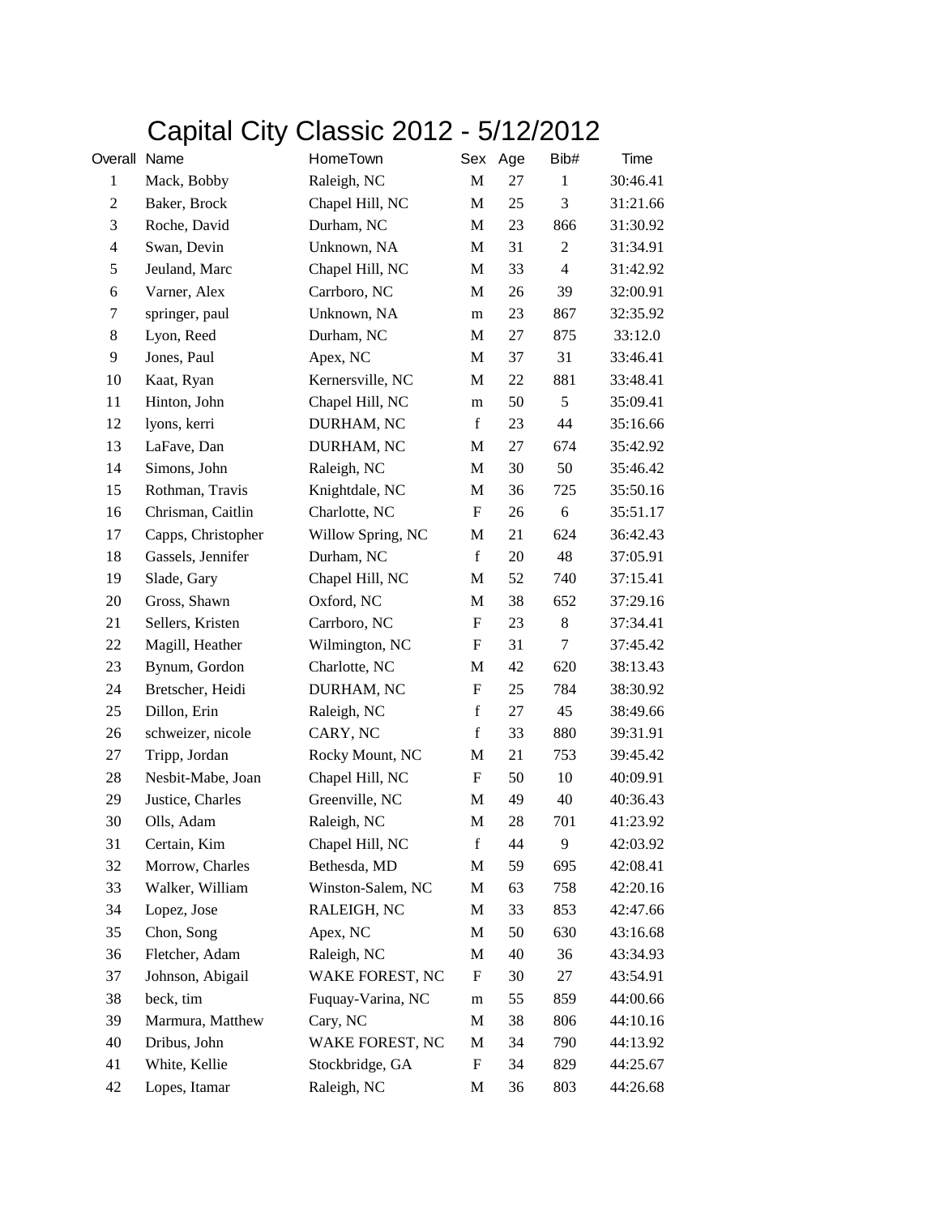# Capital City Classic 2012 - 5/12/2012

| Overall | Name | HomeTown | Sex | Age | Bib# | Time |
|---|---|---|---|---|---|---|
| 1 | Mack, Bobby | Raleigh, NC | M | 27 | 1 | 30:46.41 |
| 2 | Baker, Brock | Chapel Hill, NC | M | 25 | 3 | 31:21.66 |
| 3 | Roche, David | Durham, NC | M | 23 | 866 | 31:30.92 |
| 4 | Swan, Devin | Unknown, NA | M | 31 | 2 | 31:34.91 |
| 5 | Jeuland, Marc | Chapel Hill, NC | M | 33 | 4 | 31:42.92 |
| 6 | Varner, Alex | Carrboro, NC | M | 26 | 39 | 32:00.91 |
| 7 | springer, paul | Unknown, NA | m | 23 | 867 | 32:35.92 |
| 8 | Lyon, Reed | Durham, NC | M | 27 | 875 | 33:12.0 |
| 9 | Jones, Paul | Apex, NC | M | 37 | 31 | 33:46.41 |
| 10 | Kaat, Ryan | Kernersville, NC | M | 22 | 881 | 33:48.41 |
| 11 | Hinton, John | Chapel Hill, NC | m | 50 | 5 | 35:09.41 |
| 12 | lyons, kerri | DURHAM, NC | f | 23 | 44 | 35:16.66 |
| 13 | LaFave, Dan | DURHAM, NC | M | 27 | 674 | 35:42.92 |
| 14 | Simons, John | Raleigh, NC | M | 30 | 50 | 35:46.42 |
| 15 | Rothman, Travis | Knightdale, NC | M | 36 | 725 | 35:50.16 |
| 16 | Chrisman, Caitlin | Charlotte, NC | F | 26 | 6 | 35:51.17 |
| 17 | Capps, Christopher | Willow Spring, NC | M | 21 | 624 | 36:42.43 |
| 18 | Gassels, Jennifer | Durham, NC | f | 20 | 48 | 37:05.91 |
| 19 | Slade, Gary | Chapel Hill, NC | M | 52 | 740 | 37:15.41 |
| 20 | Gross, Shawn | Oxford, NC | M | 38 | 652 | 37:29.16 |
| 21 | Sellers, Kristen | Carrboro, NC | F | 23 | 8 | 37:34.41 |
| 22 | Magill, Heather | Wilmington, NC | F | 31 | 7 | 37:45.42 |
| 23 | Bynum, Gordon | Charlotte, NC | M | 42 | 620 | 38:13.43 |
| 24 | Bretscher, Heidi | DURHAM, NC | F | 25 | 784 | 38:30.92 |
| 25 | Dillon, Erin | Raleigh, NC | f | 27 | 45 | 38:49.66 |
| 26 | schweizer, nicole | CARY, NC | f | 33 | 880 | 39:31.91 |
| 27 | Tripp, Jordan | Rocky Mount, NC | M | 21 | 753 | 39:45.42 |
| 28 | Nesbit-Mabe, Joan | Chapel Hill, NC | F | 50 | 10 | 40:09.91 |
| 29 | Justice, Charles | Greenville, NC | M | 49 | 40 | 40:36.43 |
| 30 | Olls, Adam | Raleigh, NC | M | 28 | 701 | 41:23.92 |
| 31 | Certain, Kim | Chapel Hill, NC | f | 44 | 9 | 42:03.92 |
| 32 | Morrow, Charles | Bethesda, MD | M | 59 | 695 | 42:08.41 |
| 33 | Walker, William | Winston-Salem, NC | M | 63 | 758 | 42:20.16 |
| 34 | Lopez, Jose | RALEIGH, NC | M | 33 | 853 | 42:47.66 |
| 35 | Chon, Song | Apex, NC | M | 50 | 630 | 43:16.68 |
| 36 | Fletcher, Adam | Raleigh, NC | M | 40 | 36 | 43:34.93 |
| 37 | Johnson, Abigail | WAKE FOREST, NC | F | 30 | 27 | 43:54.91 |
| 38 | beck, tim | Fuquay-Varina, NC | m | 55 | 859 | 44:00.66 |
| 39 | Marmura, Matthew | Cary, NC | M | 38 | 806 | 44:10.16 |
| 40 | Dribus, John | WAKE FOREST, NC | M | 34 | 790 | 44:13.92 |
| 41 | White, Kellie | Stockbridge, GA | F | 34 | 829 | 44:25.67 |
| 42 | Lopes, Itamar | Raleigh, NC | M | 36 | 803 | 44:26.68 |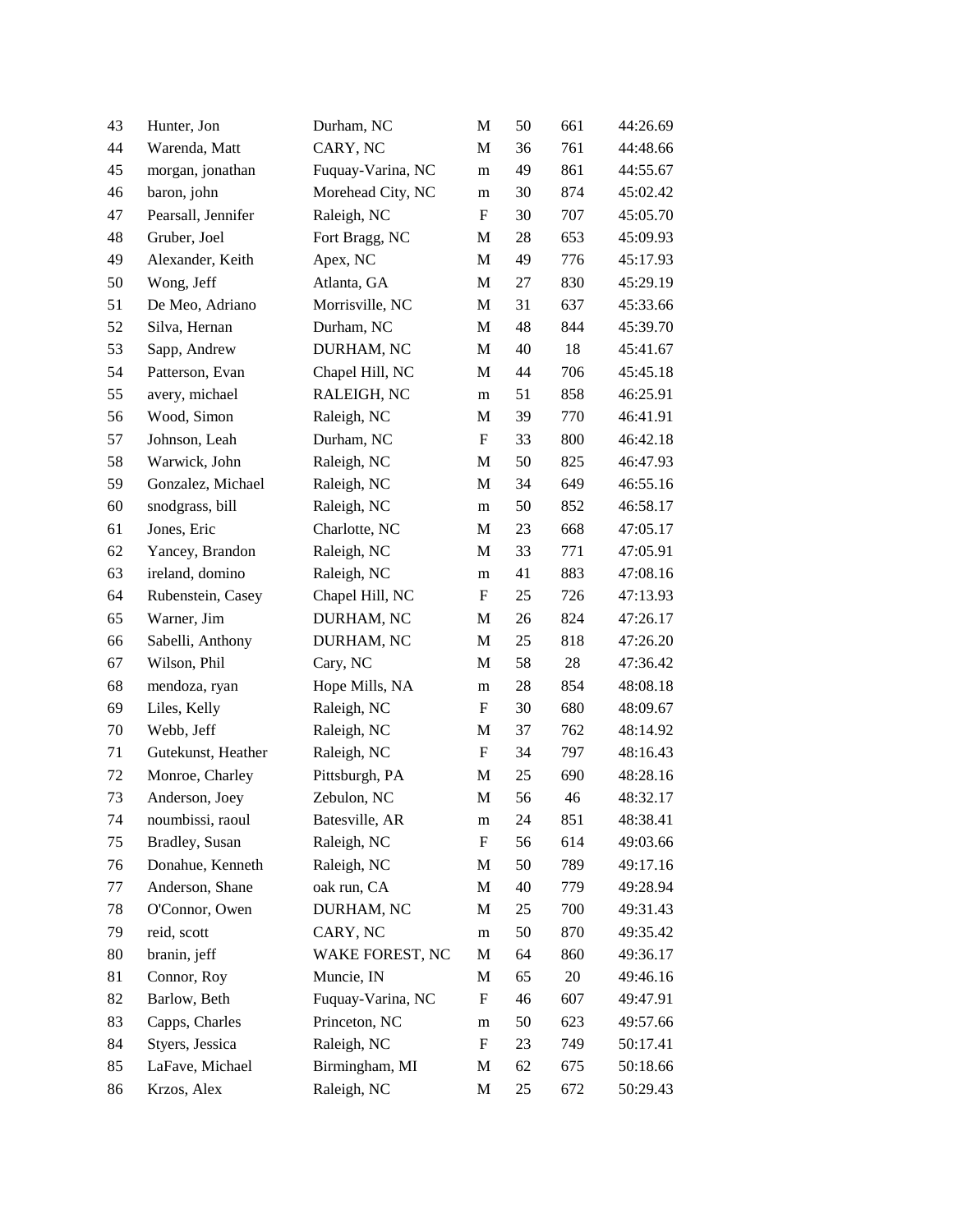| | | | | | | |
|---|---|---|---|---|---|---|
| 43 | Hunter, Jon | Durham, NC | M | 50 | 661 | 44:26.69 |
| 44 | Warenda, Matt | CARY, NC | M | 36 | 761 | 44:48.66 |
| 45 | morgan, jonathan | Fuquay-Varina, NC | m | 49 | 861 | 44:55.67 |
| 46 | baron, john | Morehead City, NC | m | 30 | 874 | 45:02.42 |
| 47 | Pearsall, Jennifer | Raleigh, NC | F | 30 | 707 | 45:05.70 |
| 48 | Gruber, Joel | Fort Bragg, NC | M | 28 | 653 | 45:09.93 |
| 49 | Alexander, Keith | Apex, NC | M | 49 | 776 | 45:17.93 |
| 50 | Wong, Jeff | Atlanta, GA | M | 27 | 830 | 45:29.19 |
| 51 | De Meo, Adriano | Morrisville, NC | M | 31 | 637 | 45:33.66 |
| 52 | Silva, Hernan | Durham, NC | M | 48 | 844 | 45:39.70 |
| 53 | Sapp, Andrew | DURHAM, NC | M | 40 | 18 | 45:41.67 |
| 54 | Patterson, Evan | Chapel Hill, NC | M | 44 | 706 | 45:45.18 |
| 55 | avery, michael | RALEIGH, NC | m | 51 | 858 | 46:25.91 |
| 56 | Wood, Simon | Raleigh, NC | M | 39 | 770 | 46:41.91 |
| 57 | Johnson, Leah | Durham, NC | F | 33 | 800 | 46:42.18 |
| 58 | Warwick, John | Raleigh, NC | M | 50 | 825 | 46:47.93 |
| 59 | Gonzalez, Michael | Raleigh, NC | M | 34 | 649 | 46:55.16 |
| 60 | snodgrass, bill | Raleigh, NC | m | 50 | 852 | 46:58.17 |
| 61 | Jones, Eric | Charlotte, NC | M | 23 | 668 | 47:05.17 |
| 62 | Yancey, Brandon | Raleigh, NC | M | 33 | 771 | 47:05.91 |
| 63 | ireland, domino | Raleigh, NC | m | 41 | 883 | 47:08.16 |
| 64 | Rubenstein, Casey | Chapel Hill, NC | F | 25 | 726 | 47:13.93 |
| 65 | Warner, Jim | DURHAM, NC | M | 26 | 824 | 47:26.17 |
| 66 | Sabelli, Anthony | DURHAM, NC | M | 25 | 818 | 47:26.20 |
| 67 | Wilson, Phil | Cary, NC | M | 58 | 28 | 47:36.42 |
| 68 | mendoza, ryan | Hope Mills, NA | m | 28 | 854 | 48:08.18 |
| 69 | Liles, Kelly | Raleigh, NC | F | 30 | 680 | 48:09.67 |
| 70 | Webb, Jeff | Raleigh, NC | M | 37 | 762 | 48:14.92 |
| 71 | Gutekunst, Heather | Raleigh, NC | F | 34 | 797 | 48:16.43 |
| 72 | Monroe, Charley | Pittsburgh, PA | M | 25 | 690 | 48:28.16 |
| 73 | Anderson, Joey | Zebulon, NC | M | 56 | 46 | 48:32.17 |
| 74 | noumbissi, raoul | Batesville, AR | m | 24 | 851 | 48:38.41 |
| 75 | Bradley, Susan | Raleigh, NC | F | 56 | 614 | 49:03.66 |
| 76 | Donahue, Kenneth | Raleigh, NC | M | 50 | 789 | 49:17.16 |
| 77 | Anderson, Shane | oak run, CA | M | 40 | 779 | 49:28.94 |
| 78 | O'Connor, Owen | DURHAM, NC | M | 25 | 700 | 49:31.43 |
| 79 | reid, scott | CARY, NC | m | 50 | 870 | 49:35.42 |
| 80 | branin, jeff | WAKE FOREST, NC | M | 64 | 860 | 49:36.17 |
| 81 | Connor, Roy | Muncie, IN | M | 65 | 20 | 49:46.16 |
| 82 | Barlow, Beth | Fuquay-Varina, NC | F | 46 | 607 | 49:47.91 |
| 83 | Capps, Charles | Princeton, NC | m | 50 | 623 | 49:57.66 |
| 84 | Styers, Jessica | Raleigh, NC | F | 23 | 749 | 50:17.41 |
| 85 | LaFave, Michael | Birmingham, MI | M | 62 | 675 | 50:18.66 |
| 86 | Krzos, Alex | Raleigh, NC | M | 25 | 672 | 50:29.43 |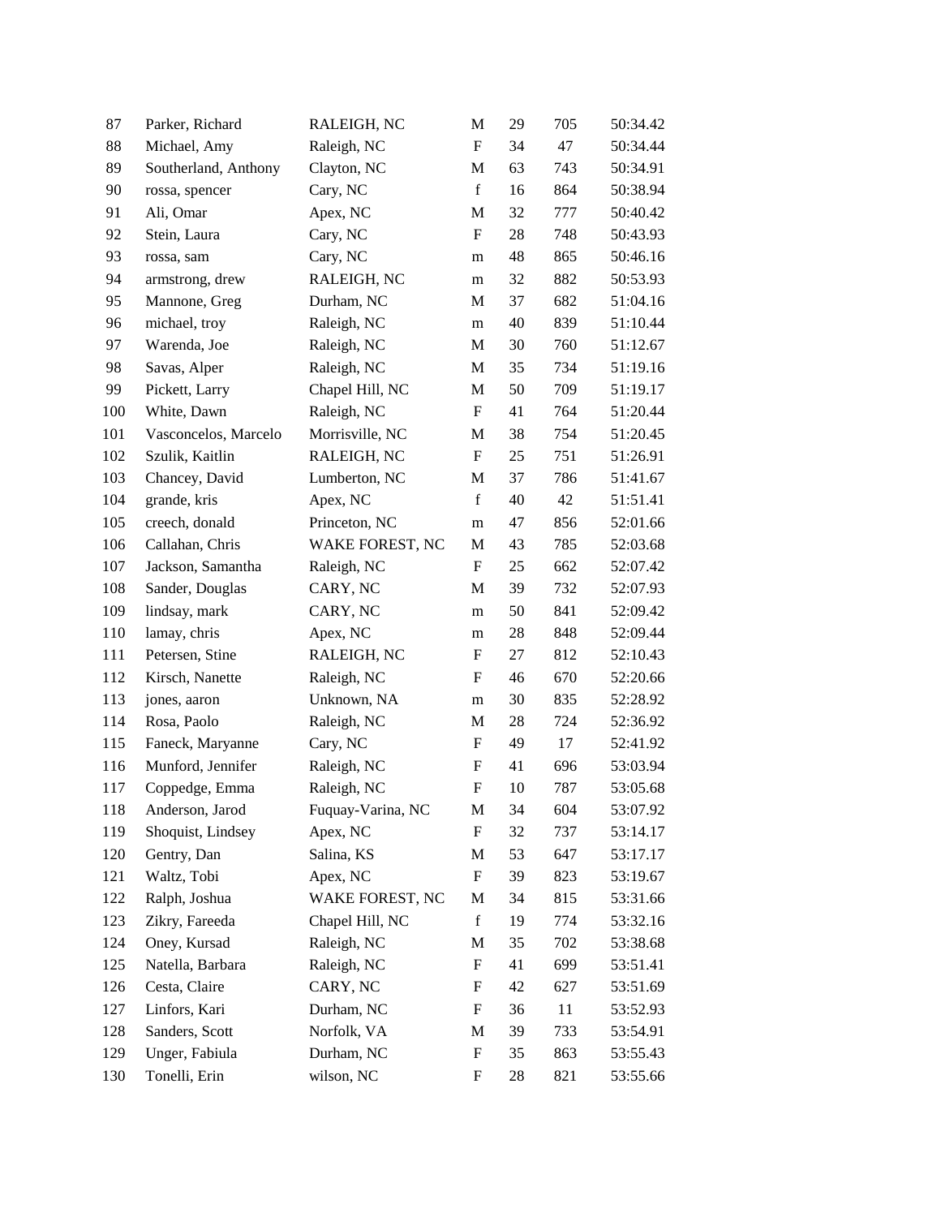| | | | | | | |
|---|---|---|---|---|---|---|
| 87 | Parker, Richard | RALEIGH, NC | M | 29 | 705 | 50:34.42 |
| 88 | Michael, Amy | Raleigh, NC | F | 34 | 47 | 50:34.44 |
| 89 | Southerland, Anthony | Clayton, NC | M | 63 | 743 | 50:34.91 |
| 90 | rossa, spencer | Cary, NC | f | 16 | 864 | 50:38.94 |
| 91 | Ali, Omar | Apex, NC | M | 32 | 777 | 50:40.42 |
| 92 | Stein, Laura | Cary, NC | F | 28 | 748 | 50:43.93 |
| 93 | rossa, sam | Cary, NC | m | 48 | 865 | 50:46.16 |
| 94 | armstrong, drew | RALEIGH, NC | m | 32 | 882 | 50:53.93 |
| 95 | Mannone, Greg | Durham, NC | M | 37 | 682 | 51:04.16 |
| 96 | michael, troy | Raleigh, NC | m | 40 | 839 | 51:10.44 |
| 97 | Warenda, Joe | Raleigh, NC | M | 30 | 760 | 51:12.67 |
| 98 | Savas, Alper | Raleigh, NC | M | 35 | 734 | 51:19.16 |
| 99 | Pickett, Larry | Chapel Hill, NC | M | 50 | 709 | 51:19.17 |
| 100 | White, Dawn | Raleigh, NC | F | 41 | 764 | 51:20.44 |
| 101 | Vasconcelos, Marcelo | Morrisville, NC | M | 38 | 754 | 51:20.45 |
| 102 | Szulik, Kaitlin | RALEIGH, NC | F | 25 | 751 | 51:26.91 |
| 103 | Chancey, David | Lumberton, NC | M | 37 | 786 | 51:41.67 |
| 104 | grande, kris | Apex, NC | f | 40 | 42 | 51:51.41 |
| 105 | creech, donald | Princeton, NC | m | 47 | 856 | 52:01.66 |
| 106 | Callahan, Chris | WAKE FOREST, NC | M | 43 | 785 | 52:03.68 |
| 107 | Jackson, Samantha | Raleigh, NC | F | 25 | 662 | 52:07.42 |
| 108 | Sander, Douglas | CARY, NC | M | 39 | 732 | 52:07.93 |
| 109 | lindsay, mark | CARY, NC | m | 50 | 841 | 52:09.42 |
| 110 | lamay, chris | Apex, NC | m | 28 | 848 | 52:09.44 |
| 111 | Petersen, Stine | RALEIGH, NC | F | 27 | 812 | 52:10.43 |
| 112 | Kirsch, Nanette | Raleigh, NC | F | 46 | 670 | 52:20.66 |
| 113 | jones, aaron | Unknown, NA | m | 30 | 835 | 52:28.92 |
| 114 | Rosa, Paolo | Raleigh, NC | M | 28 | 724 | 52:36.92 |
| 115 | Faneck, Maryanne | Cary, NC | F | 49 | 17 | 52:41.92 |
| 116 | Munford, Jennifer | Raleigh, NC | F | 41 | 696 | 53:03.94 |
| 117 | Coppedge, Emma | Raleigh, NC | F | 10 | 787 | 53:05.68 |
| 118 | Anderson, Jarod | Fuquay-Varina, NC | M | 34 | 604 | 53:07.92 |
| 119 | Shoquist, Lindsey | Apex, NC | F | 32 | 737 | 53:14.17 |
| 120 | Gentry, Dan | Salina, KS | M | 53 | 647 | 53:17.17 |
| 121 | Waltz, Tobi | Apex, NC | F | 39 | 823 | 53:19.67 |
| 122 | Ralph, Joshua | WAKE FOREST, NC | M | 34 | 815 | 53:31.66 |
| 123 | Zikry, Fareeda | Chapel Hill, NC | f | 19 | 774 | 53:32.16 |
| 124 | Oney, Kursad | Raleigh, NC | M | 35 | 702 | 53:38.68 |
| 125 | Natella, Barbara | Raleigh, NC | F | 41 | 699 | 53:51.41 |
| 126 | Cesta, Claire | CARY, NC | F | 42 | 627 | 53:51.69 |
| 127 | Linfors, Kari | Durham, NC | F | 36 | 11 | 53:52.93 |
| 128 | Sanders, Scott | Norfolk, VA | M | 39 | 733 | 53:54.91 |
| 129 | Unger, Fabiula | Durham, NC | F | 35 | 863 | 53:55.43 |
| 130 | Tonelli, Erin | wilson, NC | F | 28 | 821 | 53:55.66 |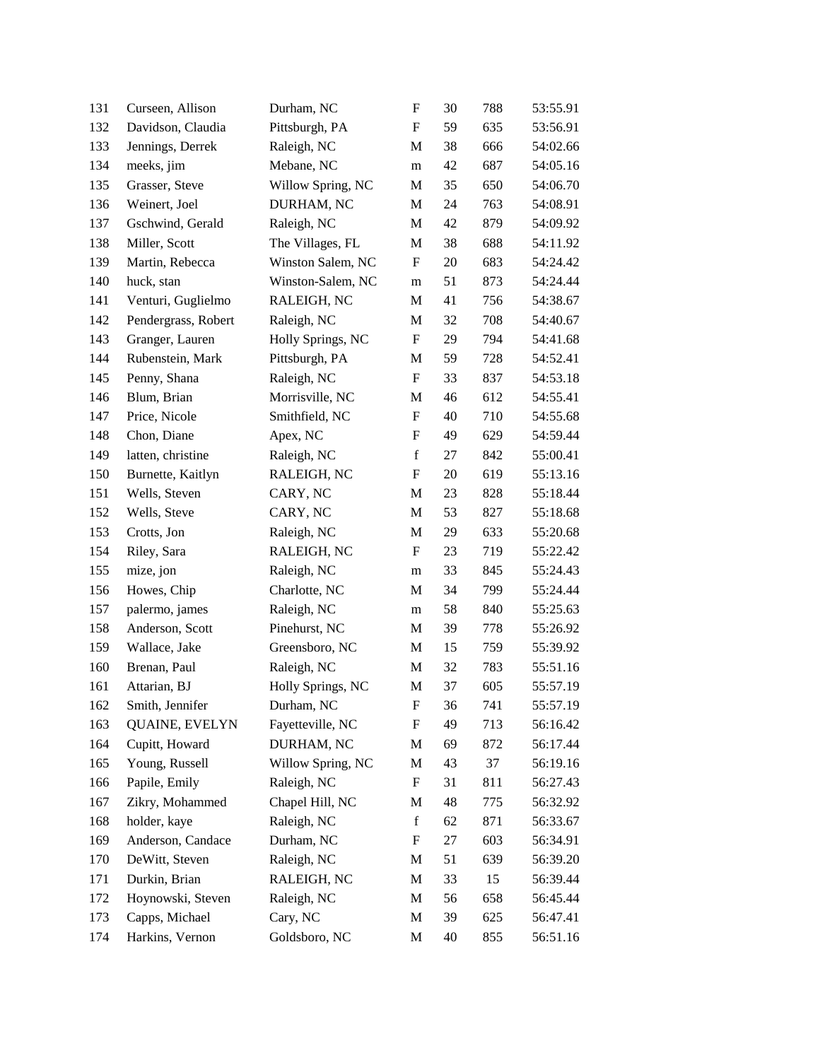| | | | | | | |
|---|---|---|---|---|---|---|
| 131 | Curseen, Allison | Durham, NC | F | 30 | 788 | 53:55.91 |
| 132 | Davidson, Claudia | Pittsburgh, PA | F | 59 | 635 | 53:56.91 |
| 133 | Jennings, Derrek | Raleigh, NC | M | 38 | 666 | 54:02.66 |
| 134 | meeks, jim | Mebane, NC | m | 42 | 687 | 54:05.16 |
| 135 | Grasser, Steve | Willow Spring, NC | M | 35 | 650 | 54:06.70 |
| 136 | Weinert, Joel | DURHAM, NC | M | 24 | 763 | 54:08.91 |
| 137 | Gschwind, Gerald | Raleigh, NC | M | 42 | 879 | 54:09.92 |
| 138 | Miller, Scott | The Villages, FL | M | 38 | 688 | 54:11.92 |
| 139 | Martin, Rebecca | Winston Salem, NC | F | 20 | 683 | 54:24.42 |
| 140 | huck, stan | Winston-Salem, NC | m | 51 | 873 | 54:24.44 |
| 141 | Venturi, Guglielmo | RALEIGH, NC | M | 41 | 756 | 54:38.67 |
| 142 | Pendergrass, Robert | Raleigh, NC | M | 32 | 708 | 54:40.67 |
| 143 | Granger, Lauren | Holly Springs, NC | F | 29 | 794 | 54:41.68 |
| 144 | Rubenstein, Mark | Pittsburgh, PA | M | 59 | 728 | 54:52.41 |
| 145 | Penny, Shana | Raleigh, NC | F | 33 | 837 | 54:53.18 |
| 146 | Blum, Brian | Morrisville, NC | M | 46 | 612 | 54:55.41 |
| 147 | Price, Nicole | Smithfield, NC | F | 40 | 710 | 54:55.68 |
| 148 | Chon, Diane | Apex, NC | F | 49 | 629 | 54:59.44 |
| 149 | latten, christine | Raleigh, NC | f | 27 | 842 | 55:00.41 |
| 150 | Burnette, Kaitlyn | RALEIGH, NC | F | 20 | 619 | 55:13.16 |
| 151 | Wells, Steven | CARY, NC | M | 23 | 828 | 55:18.44 |
| 152 | Wells, Steve | CARY, NC | M | 53 | 827 | 55:18.68 |
| 153 | Crotts, Jon | Raleigh, NC | M | 29 | 633 | 55:20.68 |
| 154 | Riley, Sara | RALEIGH, NC | F | 23 | 719 | 55:22.42 |
| 155 | mize, jon | Raleigh, NC | m | 33 | 845 | 55:24.43 |
| 156 | Howes, Chip | Charlotte, NC | M | 34 | 799 | 55:24.44 |
| 157 | palermo, james | Raleigh, NC | m | 58 | 840 | 55:25.63 |
| 158 | Anderson, Scott | Pinehurst, NC | M | 39 | 778 | 55:26.92 |
| 159 | Wallace, Jake | Greensboro, NC | M | 15 | 759 | 55:39.92 |
| 160 | Brenan, Paul | Raleigh, NC | M | 32 | 783 | 55:51.16 |
| 161 | Attarian, BJ | Holly Springs, NC | M | 37 | 605 | 55:57.19 |
| 162 | Smith, Jennifer | Durham, NC | F | 36 | 741 | 55:57.19 |
| 163 | QUAINE, EVELYN | Fayetteville, NC | F | 49 | 713 | 56:16.42 |
| 164 | Cupitt, Howard | DURHAM, NC | M | 69 | 872 | 56:17.44 |
| 165 | Young, Russell | Willow Spring, NC | M | 43 | 37 | 56:19.16 |
| 166 | Papile, Emily | Raleigh, NC | F | 31 | 811 | 56:27.43 |
| 167 | Zikry, Mohammed | Chapel Hill, NC | M | 48 | 775 | 56:32.92 |
| 168 | holder, kaye | Raleigh, NC | f | 62 | 871 | 56:33.67 |
| 169 | Anderson, Candace | Durham, NC | F | 27 | 603 | 56:34.91 |
| 170 | DeWitt, Steven | Raleigh, NC | M | 51 | 639 | 56:39.20 |
| 171 | Durkin, Brian | RALEIGH, NC | M | 33 | 15 | 56:39.44 |
| 172 | Hoynowski, Steven | Raleigh, NC | M | 56 | 658 | 56:45.44 |
| 173 | Capps, Michael | Cary, NC | M | 39 | 625 | 56:47.41 |
| 174 | Harkins, Vernon | Goldsboro, NC | M | 40 | 855 | 56:51.16 |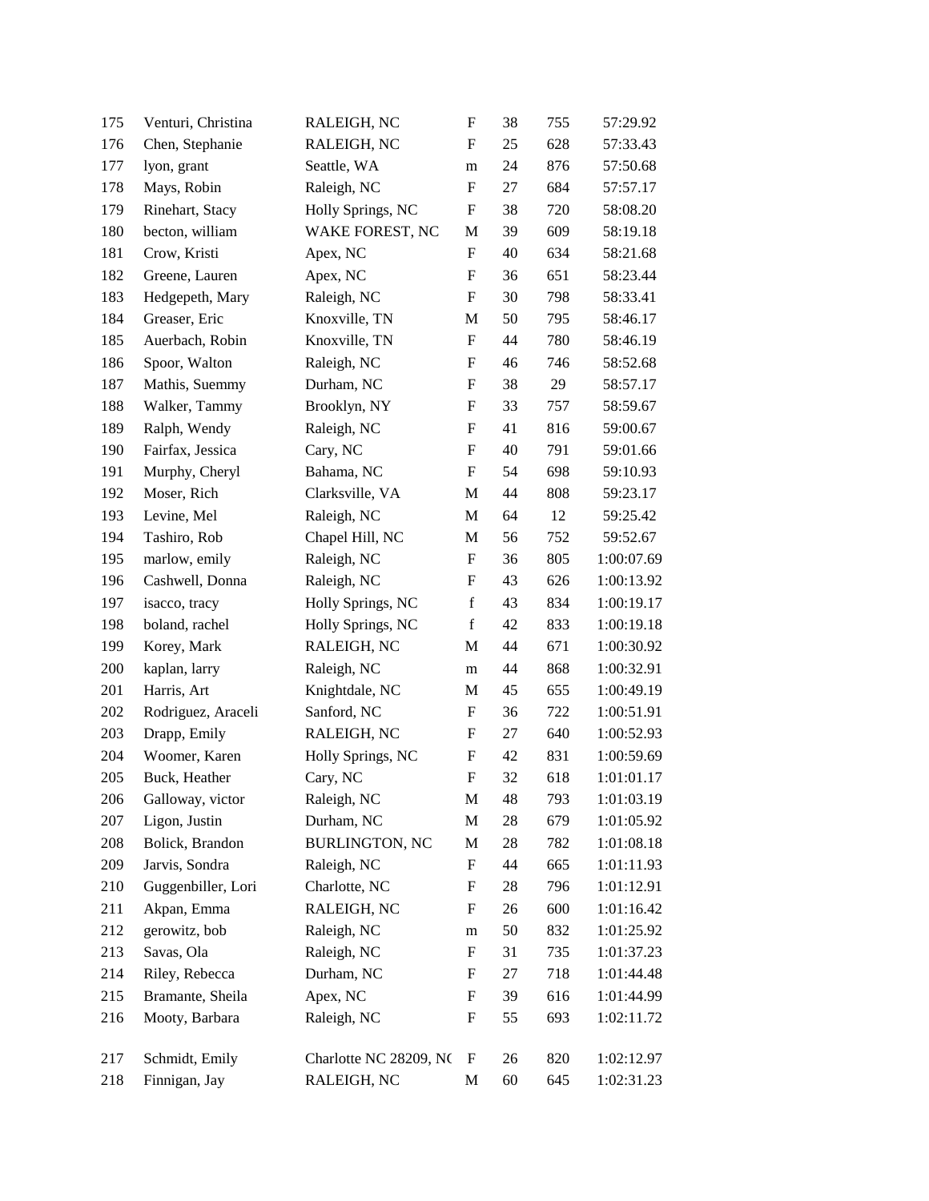| | | | | | | |
|---|---|---|---|---|---|---|
| 175 | Venturi, Christina | RALEIGH, NC | F | 38 | 755 | 57:29.92 |
| 176 | Chen, Stephanie | RALEIGH, NC | F | 25 | 628 | 57:33.43 |
| 177 | lyon, grant | Seattle, WA | m | 24 | 876 | 57:50.68 |
| 178 | Mays, Robin | Raleigh, NC | F | 27 | 684 | 57:57.17 |
| 179 | Rinehart, Stacy | Holly Springs, NC | F | 38 | 720 | 58:08.20 |
| 180 | becton, william | WAKE FOREST, NC | M | 39 | 609 | 58:19.18 |
| 181 | Crow, Kristi | Apex, NC | F | 40 | 634 | 58:21.68 |
| 182 | Greene, Lauren | Apex, NC | F | 36 | 651 | 58:23.44 |
| 183 | Hedgepeth, Mary | Raleigh, NC | F | 30 | 798 | 58:33.41 |
| 184 | Greaser, Eric | Knoxville, TN | M | 50 | 795 | 58:46.17 |
| 185 | Auerbach, Robin | Knoxville, TN | F | 44 | 780 | 58:46.19 |
| 186 | Spoor, Walton | Raleigh, NC | F | 46 | 746 | 58:52.68 |
| 187 | Mathis, Suemmy | Durham, NC | F | 38 | 29 | 58:57.17 |
| 188 | Walker, Tammy | Brooklyn, NY | F | 33 | 757 | 58:59.67 |
| 189 | Ralph, Wendy | Raleigh, NC | F | 41 | 816 | 59:00.67 |
| 190 | Fairfax, Jessica | Cary, NC | F | 40 | 791 | 59:01.66 |
| 191 | Murphy, Cheryl | Bahama, NC | F | 54 | 698 | 59:10.93 |
| 192 | Moser, Rich | Clarksville, VA | M | 44 | 808 | 59:23.17 |
| 193 | Levine, Mel | Raleigh, NC | M | 64 | 12 | 59:25.42 |
| 194 | Tashiro, Rob | Chapel Hill, NC | M | 56 | 752 | 59:52.67 |
| 195 | marlow, emily | Raleigh, NC | F | 36 | 805 | 1:00:07.69 |
| 196 | Cashwell, Donna | Raleigh, NC | F | 43 | 626 | 1:00:13.92 |
| 197 | isacco, tracy | Holly Springs, NC | f | 43 | 834 | 1:00:19.17 |
| 198 | boland, rachel | Holly Springs, NC | f | 42 | 833 | 1:00:19.18 |
| 199 | Korey, Mark | RALEIGH, NC | M | 44 | 671 | 1:00:30.92 |
| 200 | kaplan, larry | Raleigh, NC | m | 44 | 868 | 1:00:32.91 |
| 201 | Harris, Art | Knightdale, NC | M | 45 | 655 | 1:00:49.19 |
| 202 | Rodriguez, Araceli | Sanford, NC | F | 36 | 722 | 1:00:51.91 |
| 203 | Drapp, Emily | RALEIGH, NC | F | 27 | 640 | 1:00:52.93 |
| 204 | Woomer, Karen | Holly Springs, NC | F | 42 | 831 | 1:00:59.69 |
| 205 | Buck, Heather | Cary, NC | F | 32 | 618 | 1:01:01.17 |
| 206 | Galloway, victor | Raleigh, NC | M | 48 | 793 | 1:01:03.19 |
| 207 | Ligon, Justin | Durham, NC | M | 28 | 679 | 1:01:05.92 |
| 208 | Bolick, Brandon | BURLINGTON, NC | M | 28 | 782 | 1:01:08.18 |
| 209 | Jarvis, Sondra | Raleigh, NC | F | 44 | 665 | 1:01:11.93 |
| 210 | Guggenbiller, Lori | Charlotte, NC | F | 28 | 796 | 1:01:12.91 |
| 211 | Akpan, Emma | RALEIGH, NC | F | 26 | 600 | 1:01:16.42 |
| 212 | gerowitz, bob | Raleigh, NC | m | 50 | 832 | 1:01:25.92 |
| 213 | Savas, Ola | Raleigh, NC | F | 31 | 735 | 1:01:37.23 |
| 214 | Riley, Rebecca | Durham, NC | F | 27 | 718 | 1:01:44.48 |
| 215 | Bramante, Sheila | Apex, NC | F | 39 | 616 | 1:01:44.99 |
| 216 | Mooty, Barbara | Raleigh, NC | F | 55 | 693 | 1:02:11.72 |
| 217 | Schmidt, Emily | Charlotte NC 28209, NC | F | 26 | 820 | 1:02:12.97 |
| 218 | Finnigan, Jay | RALEIGH, NC | M | 60 | 645 | 1:02:31.23 |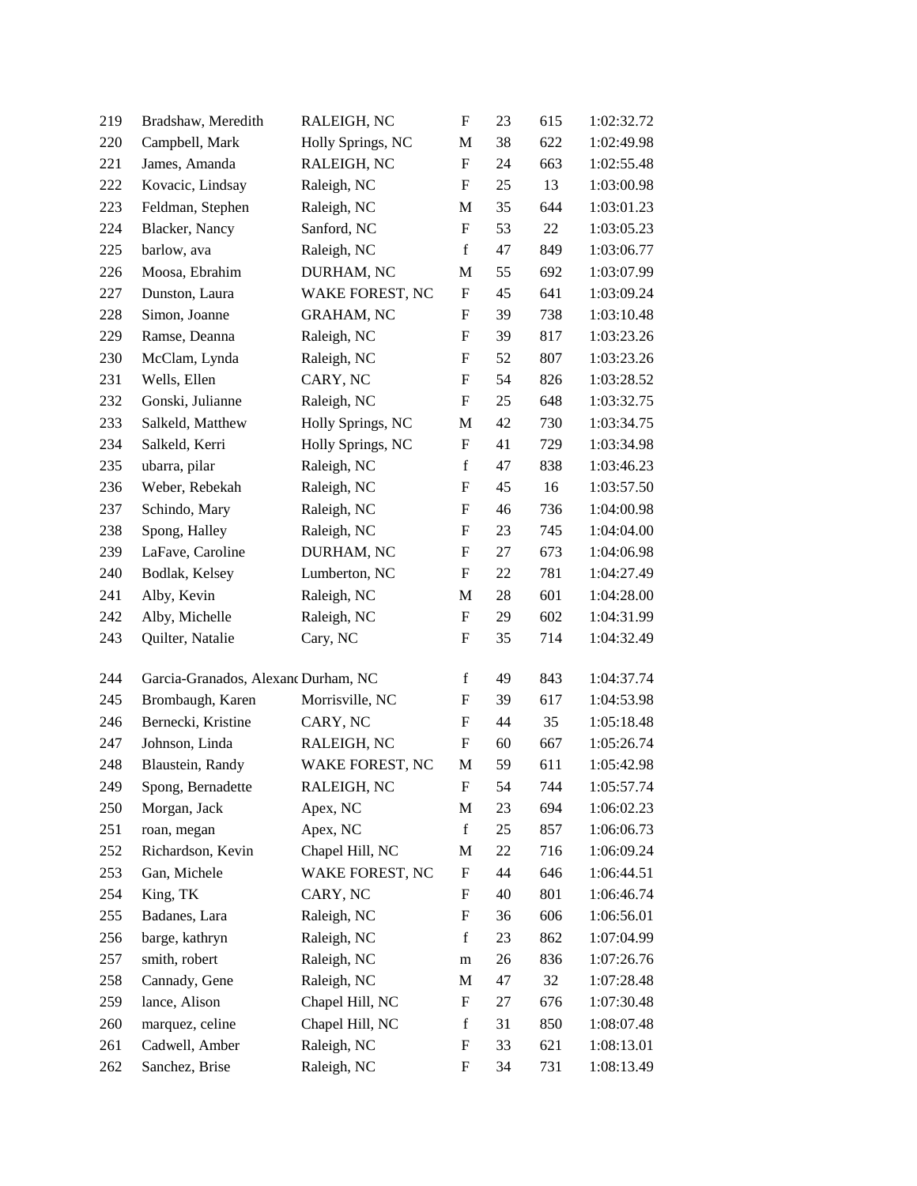| | | | | | | |
|---|---|---|---|---|---|---|
| 219 | Bradshaw, Meredith | RALEIGH, NC | F | 23 | 615 | 1:02:32.72 |
| 220 | Campbell, Mark | Holly Springs, NC | M | 38 | 622 | 1:02:49.98 |
| 221 | James, Amanda | RALEIGH, NC | F | 24 | 663 | 1:02:55.48 |
| 222 | Kovacic, Lindsay | Raleigh, NC | F | 25 | 13 | 1:03:00.98 |
| 223 | Feldman, Stephen | Raleigh, NC | M | 35 | 644 | 1:03:01.23 |
| 224 | Blacker, Nancy | Sanford, NC | F | 53 | 22 | 1:03:05.23 |
| 225 | barlow, ava | Raleigh, NC | f | 47 | 849 | 1:03:06.77 |
| 226 | Moosa, Ebrahim | DURHAM, NC | M | 55 | 692 | 1:03:07.99 |
| 227 | Dunston, Laura | WAKE FOREST, NC | F | 45 | 641 | 1:03:09.24 |
| 228 | Simon, Joanne | GRAHAM, NC | F | 39 | 738 | 1:03:10.48 |
| 229 | Ramse, Deanna | Raleigh, NC | F | 39 | 817 | 1:03:23.26 |
| 230 | McClam, Lynda | Raleigh, NC | F | 52 | 807 | 1:03:23.26 |
| 231 | Wells, Ellen | CARY, NC | F | 54 | 826 | 1:03:28.52 |
| 232 | Gonski, Julianne | Raleigh, NC | F | 25 | 648 | 1:03:32.75 |
| 233 | Salkeld, Matthew | Holly Springs, NC | M | 42 | 730 | 1:03:34.75 |
| 234 | Salkeld, Kerri | Holly Springs, NC | F | 41 | 729 | 1:03:34.98 |
| 235 | ubarra, pilar | Raleigh, NC | f | 47 | 838 | 1:03:46.23 |
| 236 | Weber, Rebekah | Raleigh, NC | F | 45 | 16 | 1:03:57.50 |
| 237 | Schindo, Mary | Raleigh, NC | F | 46 | 736 | 1:04:00.98 |
| 238 | Spong, Halley | Raleigh, NC | F | 23 | 745 | 1:04:04.00 |
| 239 | LaFave, Caroline | DURHAM, NC | F | 27 | 673 | 1:04:06.98 |
| 240 | Bodlak, Kelsey | Lumberton, NC | F | 22 | 781 | 1:04:27.49 |
| 241 | Alby, Kevin | Raleigh, NC | M | 28 | 601 | 1:04:28.00 |
| 242 | Alby, Michelle | Raleigh, NC | F | 29 | 602 | 1:04:31.99 |
| 243 | Quilter, Natalie | Cary, NC | F | 35 | 714 | 1:04:32.49 |
| 244 | Garcia-Granados, Alexand | Durham, NC | f | 49 | 843 | 1:04:37.74 |
| 245 | Brombaugh, Karen | Morrisville, NC | F | 39 | 617 | 1:04:53.98 |
| 246 | Bernecki, Kristine | CARY, NC | F | 44 | 35 | 1:05:18.48 |
| 247 | Johnson, Linda | RALEIGH, NC | F | 60 | 667 | 1:05:26.74 |
| 248 | Blaustein, Randy | WAKE FOREST, NC | M | 59 | 611 | 1:05:42.98 |
| 249 | Spong, Bernadette | RALEIGH, NC | F | 54 | 744 | 1:05:57.74 |
| 250 | Morgan, Jack | Apex, NC | M | 23 | 694 | 1:06:02.23 |
| 251 | roan, megan | Apex, NC | f | 25 | 857 | 1:06:06.73 |
| 252 | Richardson, Kevin | Chapel Hill, NC | M | 22 | 716 | 1:06:09.24 |
| 253 | Gan, Michele | WAKE FOREST, NC | F | 44 | 646 | 1:06:44.51 |
| 254 | King, TK | CARY, NC | F | 40 | 801 | 1:06:46.74 |
| 255 | Badanes, Lara | Raleigh, NC | F | 36 | 606 | 1:06:56.01 |
| 256 | barge, kathryn | Raleigh, NC | f | 23 | 862 | 1:07:04.99 |
| 257 | smith, robert | Raleigh, NC | m | 26 | 836 | 1:07:26.76 |
| 258 | Cannady, Gene | Raleigh, NC | M | 47 | 32 | 1:07:28.48 |
| 259 | lance, Alison | Chapel Hill, NC | F | 27 | 676 | 1:07:30.48 |
| 260 | marquez, celine | Chapel Hill, NC | f | 31 | 850 | 1:08:07.48 |
| 261 | Cadwell, Amber | Raleigh, NC | F | 33 | 621 | 1:08:13.01 |
| 262 | Sanchez, Brise | Raleigh, NC | F | 34 | 731 | 1:08:13.49 |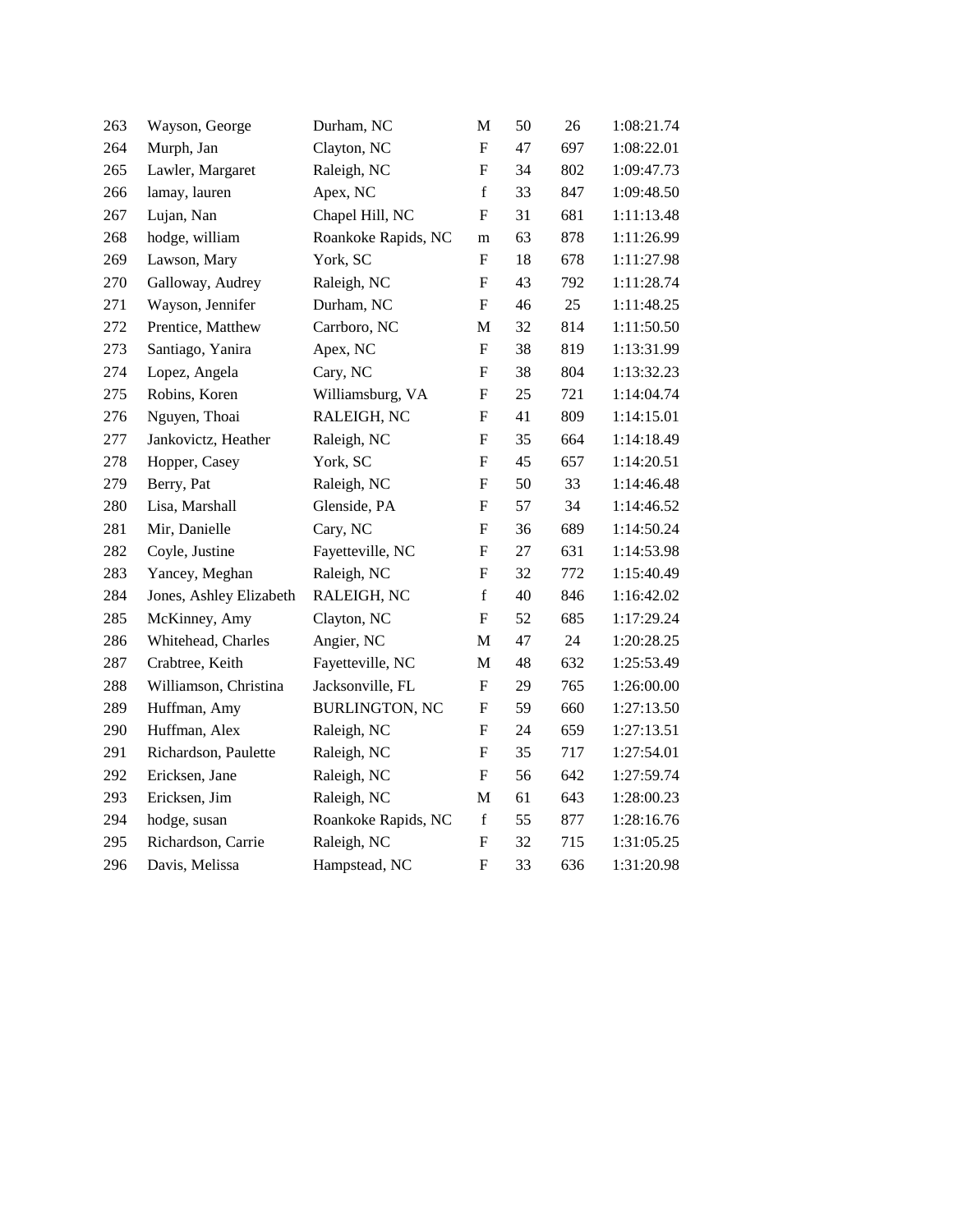| | | | | | | |
|---|---|---|---|---|---|---|
| 263 | Wayson, George | Durham, NC | M | 50 | 26 | 1:08:21.74 |
| 264 | Murph, Jan | Clayton, NC | F | 47 | 697 | 1:08:22.01 |
| 265 | Lawler, Margaret | Raleigh, NC | F | 34 | 802 | 1:09:47.73 |
| 266 | lamay, lauren | Apex, NC | f | 33 | 847 | 1:09:48.50 |
| 267 | Lujan, Nan | Chapel Hill, NC | F | 31 | 681 | 1:11:13.48 |
| 268 | hodge, william | Roankoke Rapids, NC | m | 63 | 878 | 1:11:26.99 |
| 269 | Lawson, Mary | York, SC | F | 18 | 678 | 1:11:27.98 |
| 270 | Galloway, Audrey | Raleigh, NC | F | 43 | 792 | 1:11:28.74 |
| 271 | Wayson, Jennifer | Durham, NC | F | 46 | 25 | 1:11:48.25 |
| 272 | Prentice, Matthew | Carrboro, NC | M | 32 | 814 | 1:11:50.50 |
| 273 | Santiago, Yanira | Apex, NC | F | 38 | 819 | 1:13:31.99 |
| 274 | Lopez, Angela | Cary, NC | F | 38 | 804 | 1:13:32.23 |
| 275 | Robins, Koren | Williamsburg, VA | F | 25 | 721 | 1:14:04.74 |
| 276 | Nguyen, Thoai | RALEIGH, NC | F | 41 | 809 | 1:14:15.01 |
| 277 | Jankovictz, Heather | Raleigh, NC | F | 35 | 664 | 1:14:18.49 |
| 278 | Hopper, Casey | York, SC | F | 45 | 657 | 1:14:20.51 |
| 279 | Berry, Pat | Raleigh, NC | F | 50 | 33 | 1:14:46.48 |
| 280 | Lisa, Marshall | Glenside, PA | F | 57 | 34 | 1:14:46.52 |
| 281 | Mir, Danielle | Cary, NC | F | 36 | 689 | 1:14:50.24 |
| 282 | Coyle, Justine | Fayetteville, NC | F | 27 | 631 | 1:14:53.98 |
| 283 | Yancey, Meghan | Raleigh, NC | F | 32 | 772 | 1:15:40.49 |
| 284 | Jones, Ashley Elizabeth | RALEIGH, NC | f | 40 | 846 | 1:16:42.02 |
| 285 | McKinney, Amy | Clayton, NC | F | 52 | 685 | 1:17:29.24 |
| 286 | Whitehead, Charles | Angier, NC | M | 47 | 24 | 1:20:28.25 |
| 287 | Crabtree, Keith | Fayetteville, NC | M | 48 | 632 | 1:25:53.49 |
| 288 | Williamson, Christina | Jacksonville, FL | F | 29 | 765 | 1:26:00.00 |
| 289 | Huffman, Amy | BURLINGTON, NC | F | 59 | 660 | 1:27:13.50 |
| 290 | Huffman, Alex | Raleigh, NC | F | 24 | 659 | 1:27:13.51 |
| 291 | Richardson, Paulette | Raleigh, NC | F | 35 | 717 | 1:27:54.01 |
| 292 | Ericksen, Jane | Raleigh, NC | F | 56 | 642 | 1:27:59.74 |
| 293 | Ericksen, Jim | Raleigh, NC | M | 61 | 643 | 1:28:00.23 |
| 294 | hodge, susan | Roankoke Rapids, NC | f | 55 | 877 | 1:28:16.76 |
| 295 | Richardson, Carrie | Raleigh, NC | F | 32 | 715 | 1:31:05.25 |
| 296 | Davis, Melissa | Hampstead, NC | F | 33 | 636 | 1:31:20.98 |